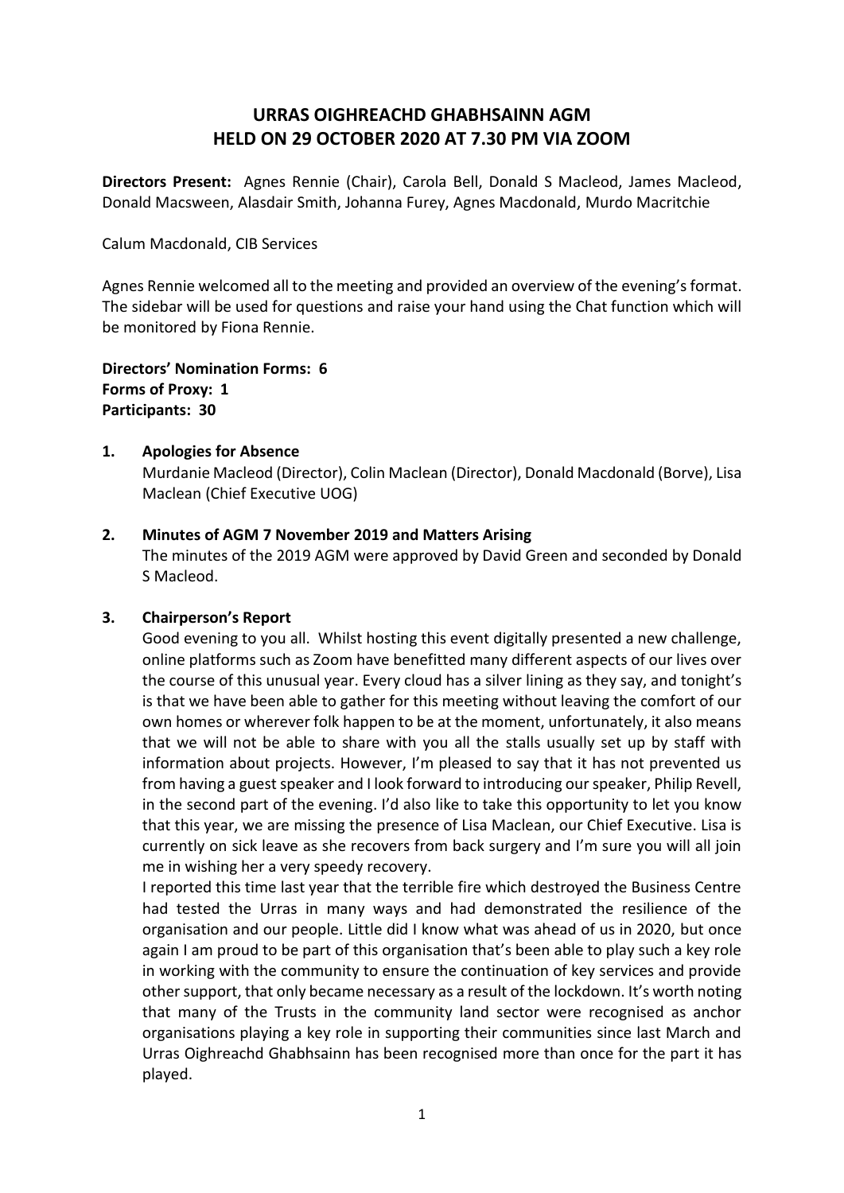# URRAS OIGHREACHD GHABHSAINN AGM HELD ON 29 OCTOBER 2020 AT 7.30 PM VIA ZOOM

**Directors Present:** Agnes Rennie (Chair), Carola Bell, Donald S Macleod, James Macleod, Donald Macsween, Alasdair Smith, Johanna Furey, Agnes Macdonald, Murdo Macritchie

Calum Macdonald, CIB Services

Agnes Rennie welcomed all to the meeting and provided an overview of the evening's format. The sidebar will be used for questions and raise your hand using the Chat function which will be monitored by Fiona Rennie.

**Directors' Nomination Forms: 6**
**Forms of Proxy: 1**
**Participants: 30**

1. **Apologies for Absence**
   Murdanie Macleod (Director), Colin Maclean (Director), Donald Macdonald (Borve), Lisa Maclean (Chief Executive UOG)

2. **Minutes of AGM 7 November 2019 and Matters Arising**
   The minutes of the 2019 AGM were approved by David Green and seconded by Donald S Macleod.

3. **Chairperson's Report**
   Good evening to you all. Whilst hosting this event digitally presented a new challenge, online platforms such as Zoom have benefitted many different aspects of our lives over the course of this unusual year. Every cloud has a silver lining as they say, and tonight's is that we have been able to gather for this meeting without leaving the comfort of our own homes or wherever folk happen to be at the moment, unfortunately, it also means that we will not be able to share with you all the stalls usually set up by staff with information about projects. However, I'm pleased to say that it has not prevented us from having a guest speaker and I look forward to introducing our speaker, Philip Revell, in the second part of the evening. I'd also like to take this opportunity to let you know that this year, we are missing the presence of Lisa Maclean, our Chief Executive. Lisa is currently on sick leave as she recovers from back surgery and I'm sure you will all join me in wishing her a very speedy recovery.

   I reported this time last year that the terrible fire which destroyed the Business Centre had tested the Urras in many ways and had demonstrated the resilience of the organisation and our people. Little did I know what was ahead of us in 2020, but once again I am proud to be part of this organisation that's been able to play such a key role in working with the community to ensure the continuation of key services and provide other support, that only became necessary as a result of the lockdown. It's worth noting that many of the Trusts in the community land sector were recognised as anchor organisations playing a key role in supporting their communities since last March and Urras Oighreachd Ghabhsainn has been recognised more than once for the part it has played.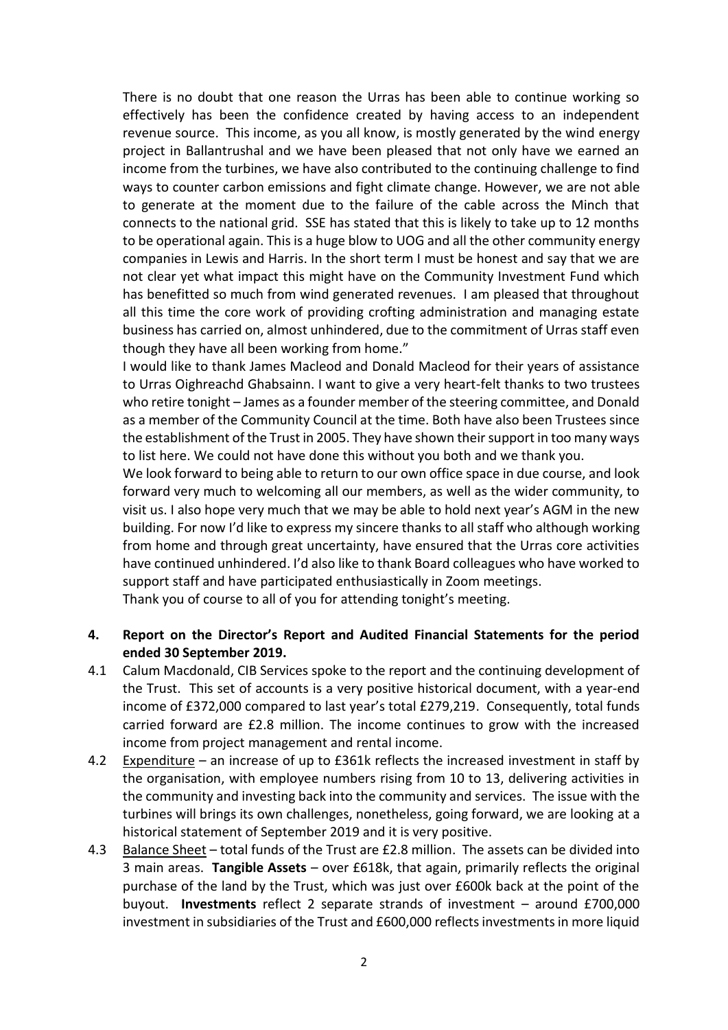There is no doubt that one reason the Urras has been able to continue working so effectively has been the confidence created by having access to an independent revenue source. This income, as you all know, is mostly generated by the wind energy project in Ballantrushal and we have been pleased that not only have we earned an income from the turbines, we have also contributed to the continuing challenge to find ways to counter carbon emissions and fight climate change. However, we are not able to generate at the moment due to the failure of the cable across the Minch that connects to the national grid. SSE has stated that this is likely to take up to 12 months to be operational again. This is a huge blow to UOG and all the other community energy companies in Lewis and Harris. In the short term I must be honest and say that we are not clear yet what impact this might have on the Community Investment Fund which has benefitted so much from wind generated revenues. I am pleased that throughout all this time the core work of providing crofting administration and managing estate business has carried on, almost unhindered, due to the commitment of Urras staff even though they have all been working from home."

I would like to thank James Macleod and Donald Macleod for their years of assistance to Urras Oighreachd Ghabsainn. I want to give a very heart-felt thanks to two trustees who retire tonight – James as a founder member of the steering committee, and Donald as a member of the Community Council at the time. Both have also been Trustees since the establishment of the Trust in 2005. They have shown their support in too many ways to list here. We could not have done this without you both and we thank you.

We look forward to being able to return to our own office space in due course, and look forward very much to welcoming all our members, as well as the wider community, to visit us. I also hope very much that we may be able to hold next year's AGM in the new building. For now I'd like to express my sincere thanks to all staff who although working from home and through great uncertainty, have ensured that the Urras core activities have continued unhindered. I'd also like to thank Board colleagues who have worked to support staff and have participated enthusiastically in Zoom meetings.

Thank you of course to all of you for attending tonight's meeting.

**4. Report on the Director's Report and Audited Financial Statements for the period ended 30 September 2019.**

4.1 Calum Macdonald, CIB Services spoke to the report and the continuing development of the Trust. This set of accounts is a very positive historical document, with a year-end income of £372,000 compared to last year's total £279,219. Consequently, total funds carried forward are £2.8 million. The income continues to grow with the increased income from project management and rental income.

4.2 Expenditure – an increase of up to £361k reflects the increased investment in staff by the organisation, with employee numbers rising from 10 to 13, delivering activities in the community and investing back into the community and services. The issue with the turbines will brings its own challenges, nonetheless, going forward, we are looking at a historical statement of September 2019 and it is very positive.

4.3 Balance Sheet – total funds of the Trust are £2.8 million. The assets can be divided into 3 main areas. **Tangible Assets** – over £618k, that again, primarily reflects the original purchase of the land by the Trust, which was just over £600k back at the point of the buyout. **Investments** reflect 2 separate strands of investment – around £700,000 investment in subsidiaries of the Trust and £600,000 reflects investments in more liquid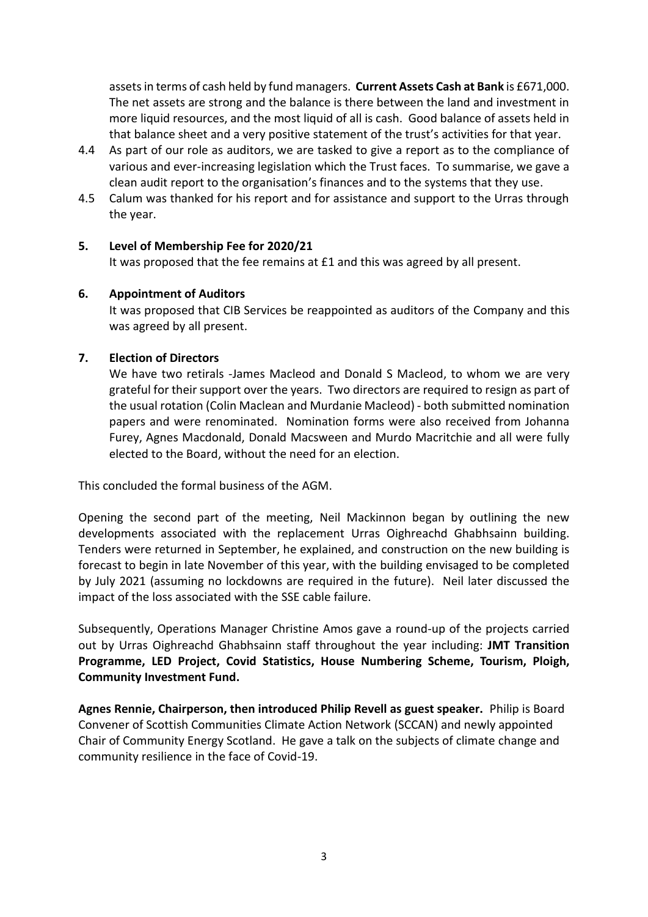assets in terms of cash held by fund managers. **Current Assets Cash at Bank** is £671,000. The net assets are strong and the balance is there between the land and investment in more liquid resources, and the most liquid of all is cash. Good balance of assets held in that balance sheet and a very positive statement of the trust's activities for that year.

4.4 As part of our role as auditors, we are tasked to give a report as to the compliance of various and ever-increasing legislation which the Trust faces. To summarise, we gave a clean audit report to the organisation's finances and to the systems that they use.

4.5 Calum was thanked for his report and for assistance and support to the Urras through the year.

**5. Level of Membership Fee for 2020/21**

It was proposed that the fee remains at £1 and this was agreed by all present.

**6. Appointment of Auditors**

It was proposed that CIB Services be reappointed as auditors of the Company and this was agreed by all present.

**7. Election of Directors**

We have two retirals -James Macleod and Donald S Macleod, to whom we are very grateful for their support over the years. Two directors are required to resign as part of the usual rotation (Colin Maclean and Murdanie Macleod) - both submitted nomination papers and were renominated. Nomination forms were also received from Johanna Furey, Agnes Macdonald, Donald Macsween and Murdo Macritchie and all were fully elected to the Board, without the need for an election.

This concluded the formal business of the AGM.

Opening the second part of the meeting, Neil Mackinnon began by outlining the new developments associated with the replacement Urras Oighreachd Ghabhsainn building. Tenders were returned in September, he explained, and construction on the new building is forecast to begin in late November of this year, with the building envisaged to be completed by July 2021 (assuming no lockdowns are required in the future). Neil later discussed the impact of the loss associated with the SSE cable failure.

Subsequently, Operations Manager Christine Amos gave a round-up of the projects carried out by Urras Oighreachd Ghabhsainn staff throughout the year including: **JMT Transition Programme, LED Project, Covid Statistics, House Numbering Scheme, Tourism, Ploigh, Community Investment Fund.**

**Agnes Rennie, Chairperson, then introduced Philip Revell as guest speaker.** Philip is Board Convener of Scottish Communities Climate Action Network (SCCAN) and newly appointed Chair of Community Energy Scotland. He gave a talk on the subjects of climate change and community resilience in the face of Covid-19.